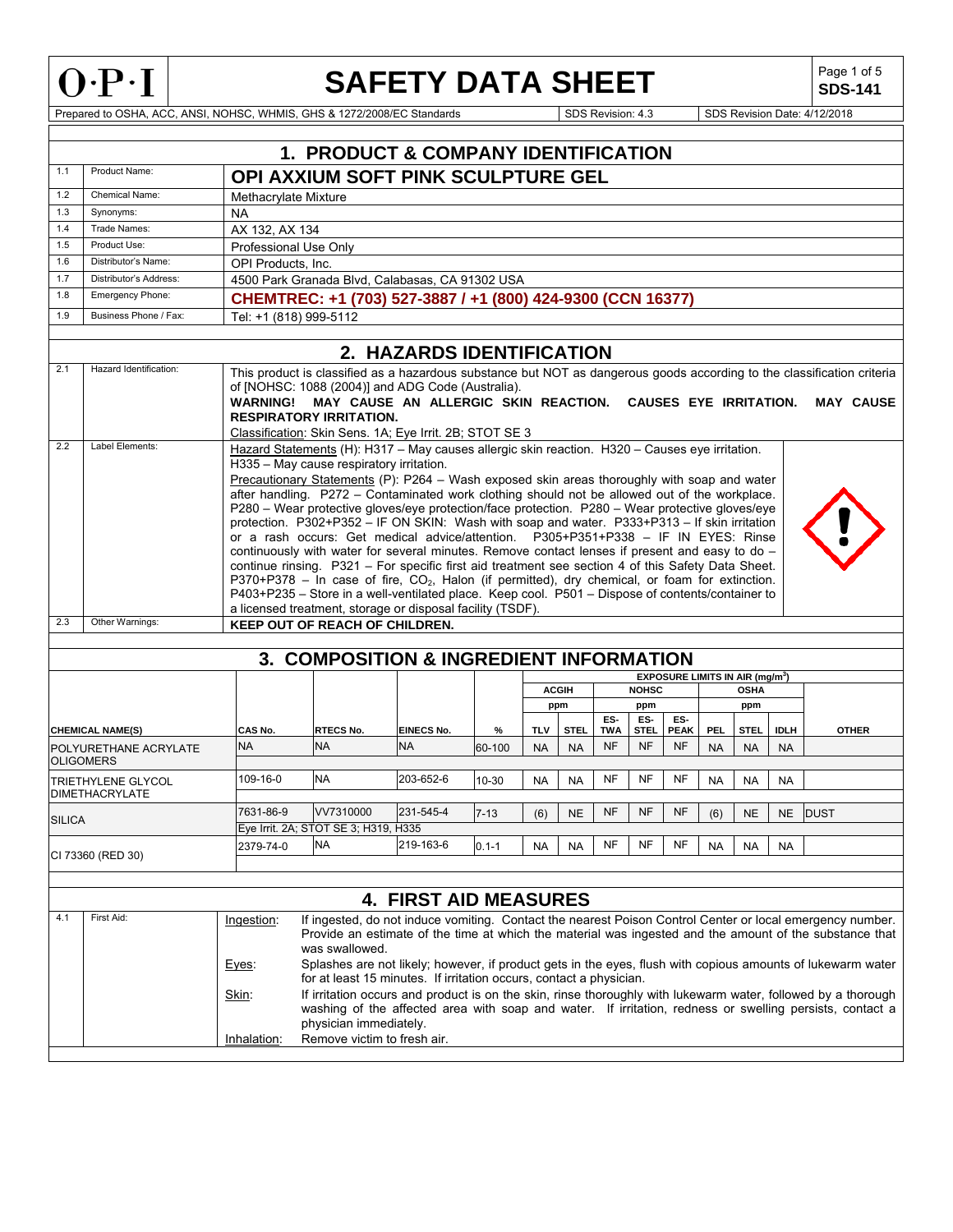# SAFETY DATA SHEET

**SDS-141**

Prepared to OSHA, ACC, ANSI, NOHSC, WHMIS, GHS & 1272/2008/EC Standards | SDS Revision: 4.3 | SDS Revision Date: 4/12/2018

## 1. PRODUCT & COMPANY IDENTIFICATION

| | | |
|---|---|---|
| 1.1 | Product Name: | **OPI AXXIUM SOFT PINK SCULPTURE GEL** |
| 1.2 | Chemical Name: | Methacrylate Mixture |
| 1.3 | Synonyms: | NA |
| 1.4 | Trade Names: | AX 132, AX 134 |
| 1.5 | Product Use: | Professional Use Only |
| 1.6 | Distributor's Name: | OPI Products, Inc. |
| 1.7 | Distributor's Address: | 4500 Park Granada Blvd, Calabasas, CA 91302 USA |
| 1.8 | Emergency Phone: | **CHEMTREC: +1 (703) 527-3887 / +1 (800) 424-9300 (CCN 16377)** |
| 1.9 | Business Phone / Fax: | Tel: +1 (818) 999-5112 |

## 2. HAZARDS IDENTIFICATION

| | | |
|---|---|---|
| 2.1 | Hazard Identification: | This product is classified as a hazardous substance but NOT as dangerous goods according to the classification criteria of [NOHSC: 1088 (2004)] and ADG Code (Australia).<br>**WARNING! MAY CAUSE AN ALLERGIC SKIN REACTION. CAUSES EYE IRRITATION. MAY CAUSE RESPIRATORY IRRITATION.**<br>Classification: Skin Sens. 1A; Eye Irrit. 2B; STOT SE 3 |
| 2.2 | Label Elements: | Hazard Statements (H): H317 – May causes allergic skin reaction. H320 – Causes eye irritation. H335 – May cause respiratory irritation.<br>Precautionary Statements (P): P264 – Wash exposed skin areas thoroughly with soap and water after handling. P272 – Contaminated work clothing should not be allowed out of the workplace. P280 – Wear protective gloves/eye protection/face protection. P280 – Wear protective gloves/eye protection. P302+P352 – IF ON SKIN: Wash with soap and water. P333+P313 – If skin irritation or a rash occurs: Get medical advice/attention. P305+P351+P338 – IF IN EYES: Rinse continuously with water for several minutes. Remove contact lenses if present and easy to do – continue rinsing. P321 – For specific first aid treatment see section 4 of this Safety Data Sheet. P370+P378 – In case of fire, $CO_2$, Halon (if permitted), dry chemical, or foam for extinction. P403+P235 – Store in a well-ventilated place. Keep cool. P501 – Dispose of contents/container to a licensed treatment, storage or disposal facility (TSDF). |
| 2.3 | Other Warnings: | **KEEP OUT OF REACH OF CHILDREN.** |

## 3. COMPOSITION & INGREDIENT INFORMATION

| | | | | | EXPOSURE LIMITS IN AIR ($mg/m^3$) | | | | | | | | |
|---|---|---|---|---|---|---|---|---|---|---|---|---|---|
| | | | | | ACGIH | | NOHSC | | | OSHA | | | |
| | | | | | ppm | | ppm | | | ppm | | | |
| **CHEMICAL NAME(S)** | **CAS No.** | **RTECS No.** | **EINECS No.** | **%** | **TLV** | **STEL** | **ES-TWA** | **ES-STEL** | **ES-PEAK** | **PEL** | **STEL** | **IDLH** | **OTHER** |
| POLYURETHANE ACRYLATE OLIGOMERS | NA | NA | NA | 60-100 | NA | NA | NF | NF | NF | NA | NA | NA | |
| TRIETHYLENE GLYCOL DIMETHACRYLATE | 109-16-0 | NA | 203-652-6 | 10-30 | NA | NA | NF | NF | NF | NA | NA | NA | |
| SILICA | 7631-86-9 | VV7310000 | 231-545-4 | 7-13 | (6) | NE | NF | NF | NF | (6) | NE | NE | DUST |
| | Eye Irrit. 2A; STOT SE 3; H319, H335 | | | | | | | | | | | | |
| CI 73360 (RED 30) | 2379-74-0 | NA | 219-163-6 | 0.1-1 | NA | NA | NF | NF | NF | NA | NA | NA | |

## 4. FIRST AID MEASURES

**4.1 First Aid:**

- Ingestion: If ingested, do not induce vomiting. Contact the nearest Poison Control Center or local emergency number. Provide an estimate of the time at which the material was ingested and the amount of the substance that was swallowed.
- Eyes: Splashes are not likely; however, if product gets in the eyes, flush with copious amounts of lukewarm water for at least 15 minutes. If irritation occurs, contact a physician.
- Skin: If irritation occurs and product is on the skin, rinse thoroughly with lukewarm water, followed by a thorough washing of the affected area with soap and water. If irritation, redness or swelling persists, contact a physician immediately.
- Inhalation: Remove victim to fresh air.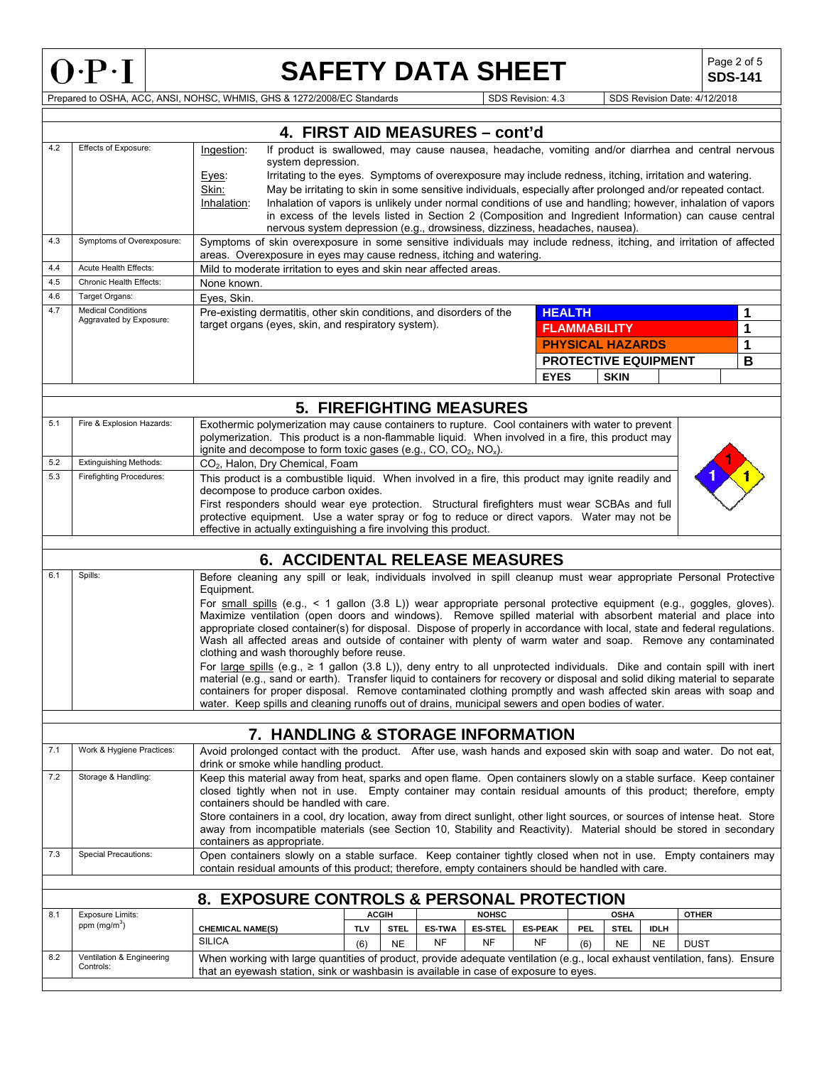## 4. FIRST AID MEASURES – cont'd

| | | |
|---|---|---|
| 4.2 | Effects of Exposure: | Ingestion: If product is swallowed, may cause nausea, headache, vomiting and/or diarrhea and central nervous system depression.<br>Eyes: Irritating to the eyes. Symptoms of overexposure may include redness, itching, irritation and watering.<br>Skin: May be irritating to skin in some sensitive individuals, especially after prolonged and/or repeated contact.<br>Inhalation: Inhalation of vapors is unlikely under normal conditions of use and handling; however, inhalation of vapors in excess of the levels listed in Section 2 (Composition and Ingredient Information) can cause central nervous system depression (e.g., drowsiness, dizziness, headaches, nausea). |
| 4.3 | Symptoms of Overexposure: | Symptoms of skin overexposure in some sensitive individuals may include redness, itching, and irritation of affected areas. Overexposure in eyes may cause redness, itching and watering. |
| 4.4 | Acute Health Effects: | Mild to moderate irritation to eyes and skin near affected areas. |
| 4.5 | Chronic Health Effects: | None known. |
| 4.6 | Target Organs: | Eyes, Skin. |
| 4.7 | Medical Conditions Aggravated by Exposure: | Pre-existing dermatitis, other skin conditions, and disorders of the target organs (eyes, skin, and respiratory system). |

| | |
|---|---|
| HEALTH | 1 |
| FLAMMABILITY | 1 |
| PHYSICAL HAZARDS | 1 |
| PROTECTIVE EQUIPMENT | B |
| EYES | SKIN |

## 5. FIREFIGHTING MEASURES

| | | |
|---|---|---|
| 5.1 | Fire & Explosion Hazards: | Exothermic polymerization may cause containers to rupture. Cool containers with water to prevent polymerization. This product is a non-flammable liquid. When involved in a fire, this product may ignite and decompose to form toxic gases (e.g., CO, $CO_2$, $NO_x$). |
| 5.2 | Extinguishing Methods: | $CO_2$, Halon, Dry Chemical, Foam |
| 5.3 | Firefighting Procedures: | This product is a combustible liquid. When involved in a fire, this product may ignite readily and decompose to produce carbon oxides.<br>First responders should wear eye protection. Structural firefighters must wear SCBAs and full protective equipment. Use a water spray or fog to reduce or direct vapors. Water may not be effective in actually extinguishing a fire involving this product. |

NFPA: Health 1, Flammability 1, Reactivity 1

## 6. ACCIDENTAL RELEASE MEASURES

| | | |
|---|---|---|
| 6.1 | Spills: | Before cleaning any spill or leak, individuals involved in spill cleanup must wear appropriate Personal Protective Equipment.<br>For small spills (e.g., < 1 gallon (3.8 L)) wear appropriate personal protective equipment (e.g., goggles, gloves). Maximize ventilation (open doors and windows). Remove spilled material with absorbent material and place into appropriate closed container(s) for disposal. Dispose of properly in accordance with local, state and federal regulations. Wash all affected areas and outside of container with plenty of warm water and soap. Remove any contaminated clothing and wash thoroughly before reuse.<br>For large spills (e.g., ≥ 1 gallon (3.8 L)), deny entry to all unprotected individuals. Dike and contain spill with inert material (e.g., sand or earth). Transfer liquid to containers for recovery or disposal and solid diking material to separate containers for proper disposal. Remove contaminated clothing promptly and wash affected skin areas with soap and water. Keep spills and cleaning runoffs out of drains, municipal sewers and open bodies of water. |

## 7. HANDLING & STORAGE INFORMATION

| | | |
|---|---|---|
| 7.1 | Work & Hygiene Practices: | Avoid prolonged contact with the product. After use, wash hands and exposed skin with soap and water. Do not eat, drink or smoke while handling product. |
| 7.2 | Storage & Handling: | Keep this material away from heat, sparks and open flame. Open containers slowly on a stable surface. Keep container closed tightly when not in use. Empty container may contain residual amounts of this product; therefore, empty containers should be handled with care.<br>Store containers in a cool, dry location, away from direct sunlight, other light sources, or sources of intense heat. Store away from incompatible materials (see Section 10, Stability and Reactivity). Material should be stored in secondary containers as appropriate. |
| 7.3 | Special Precautions: | Open containers slowly on a stable surface. Keep container tightly closed when not in use. Empty containers may contain residual amounts of this product; therefore, empty containers should be handled with care. |

## 8. EXPOSURE CONTROLS & PERSONAL PROTECTION

8.1 Exposure Limits: ppm ($mg/m^3$)

| | ACGIH | | NOHSC | | | OSHA | | | OTHER |
|---|---|---|---|---|---|---|---|---|---|
| CHEMICAL NAME(S) | TLV | STEL | ES-TWA | ES-STEL | ES-PEAK | PEL | STEL | IDLH | |
| SILICA | (6) | NE | NF | NF | NF | (6) | NE | NE | DUST |

| | | |
|---|---|---|
| 8.2 | Ventilation & Engineering Controls: | When working with large quantities of product, provide adequate ventilation (e.g., local exhaust ventilation, fans). Ensure that an eyewash station, sink or washbasin is available in case of exposure to eyes. |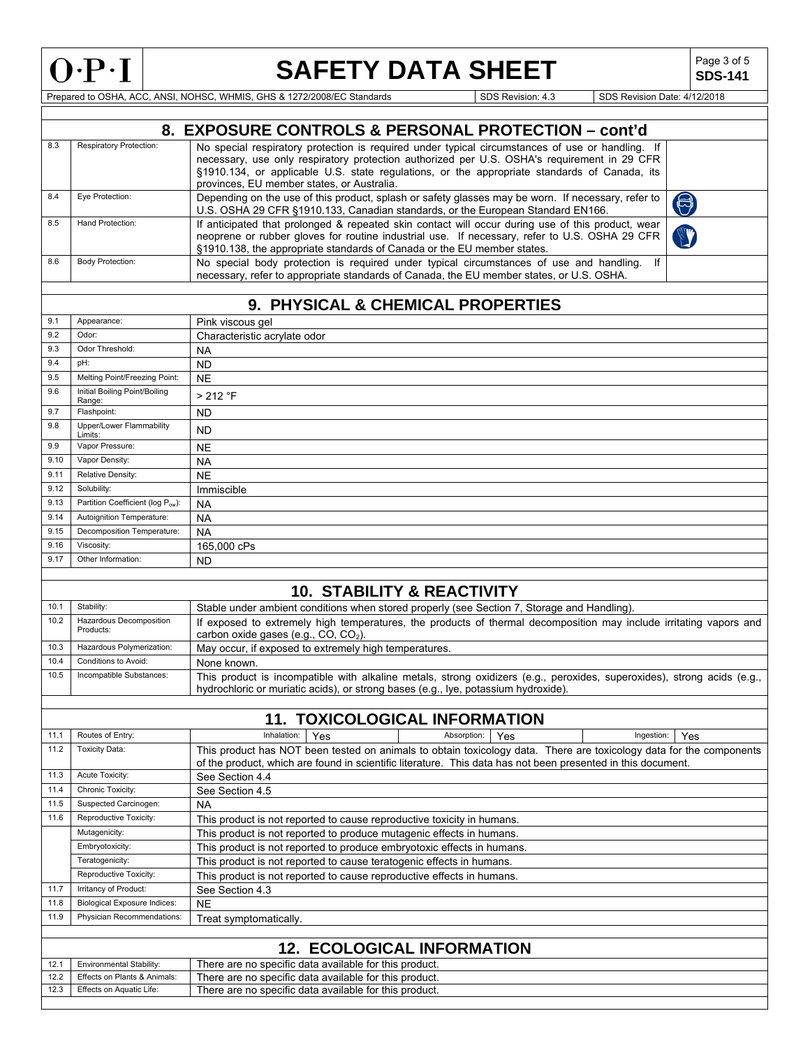## 8. EXPOSURE CONTROLS & PERSONAL PROTECTION – cont'd

| | | |
|---|---|---|
| 8.3 | Respiratory Protection: | No special respiratory protection is required under typical circumstances of use or handling. If necessary, use only respiratory protection authorized per U.S. OSHA's requirement in 29 CFR §1910.134, or applicable U.S. state regulations, or the appropriate standards of Canada, its provinces, EU member states, or Australia. |
| 8.4 | Eye Protection: | Depending on the use of this product, splash or safety glasses may be worn. If necessary, refer to U.S. OSHA 29 CFR §1910.133, Canadian standards, or the European Standard EN166. |
| 8.5 | Hand Protection: | If anticipated that prolonged & repeated skin contact will occur during use of this product, wear neoprene or rubber gloves for routine industrial use. If necessary, refer to U.S. OSHA 29 CFR §1910.138, the appropriate standards of Canada or the EU member states. |
| 8.6 | Body Protection: | No special body protection is required under typical circumstances of use and handling. If necessary, refer to appropriate standards of Canada, the EU member states, or U.S. OSHA. |

## 9. PHYSICAL & CHEMICAL PROPERTIES

| | | |
|---|---|---|
| 9.1 | Appearance: | Pink viscous gel |
| 9.2 | Odor: | Characteristic acrylate odor |
| 9.3 | Odor Threshold: | NA |
| 9.4 | pH: | ND |
| 9.5 | Melting Point/Freezing Point: | NE |
| 9.6 | Initial Boiling Point/Boiling Range: | > 212 °F |
| 9.7 | Flashpoint: | ND |
| 9.8 | Upper/Lower Flammability Limits: | ND |
| 9.9 | Vapor Pressure: | NE |
| 9.10 | Vapor Density: | NA |
| 9.11 | Relative Density: | NE |
| 9.12 | Solubility: | Immiscible |
| 9.13 | Partition Coefficient (log $P_{ow}$): | NA |
| 9.14 | Autoignition Temperature: | NA |
| 9.15 | Decomposition Temperature: | NA |
| 9.16 | Viscosity: | 165,000 cPs |
| 9.17 | Other Information: | ND |

## 10. STABILITY & REACTIVITY

| | | |
|---|---|---|
| 10.1 | Stability: | Stable under ambient conditions when stored properly (see Section 7, Storage and Handling). |
| 10.2 | Hazardous Decomposition Products: | If exposed to extremely high temperatures, the products of thermal decomposition may include irritating vapors and carbon oxide gases (e.g., CO, $CO_2$). |
| 10.3 | Hazardous Polymerization: | May occur, if exposed to extremely high temperatures. |
| 10.4 | Conditions to Avoid: | None known. |
| 10.5 | Incompatible Substances: | This product is incompatible with alkaline metals, strong oxidizers (e.g., peroxides, superoxides), strong acids (e.g., hydrochloric or muriatic acids), or strong bases (e.g., lye, potassium hydroxide). |

## 11. TOXICOLOGICAL INFORMATION

| | | |
|---|---|---|
| 11.1 | Routes of Entry: | Inhalation: Yes; Absorption: Yes; Ingestion: Yes |
| 11.2 | Toxicity Data: | This product has NOT been tested on animals to obtain toxicology data. There are toxicology data for the components of the product, which are found in scientific literature. This data has not been presented in this document. |
| 11.3 | Acute Toxicity: | See Section 4.4 |
| 11.4 | Chronic Toxicity: | See Section 4.5 |
| 11.5 | Suspected Carcinogen: | NA |
| 11.6 | Reproductive Toxicity: | This product is not reported to cause reproductive toxicity in humans. |
| | Mutagenicity: | This product is not reported to produce mutagenic effects in humans. |
| | Embryotoxicity: | This product is not reported to produce embryotoxic effects in humans. |
| | Teratogenicity: | This product is not reported to cause teratogenic effects in humans. |
| | Reproductive Toxicity: | This product is not reported to cause reproductive effects in humans. |
| 11.7 | Irritancy of Product: | See Section 4.3 |
| 11.8 | Biological Exposure Indices: | NE |
| 11.9 | Physician Recommendations: | Treat symptomatically. |

## 12. ECOLOGICAL INFORMATION

| | | |
|---|---|---|
| 12.1 | Environmental Stability: | There are no specific data available for this product. |
| 12.2 | Effects on Plants & Animals: | There are no specific data available for this product. |
| 12.3 | Effects on Aquatic Life: | There are no specific data available for this product. |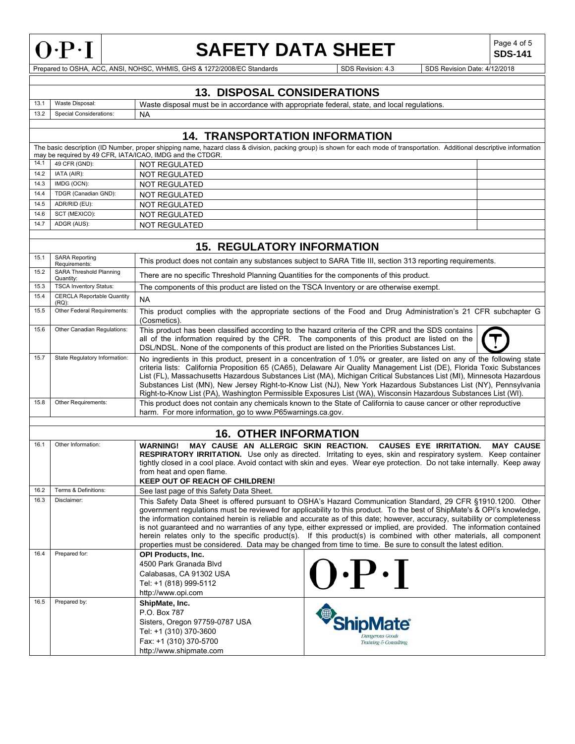## 13. DISPOSAL CONSIDERATIONS

| | | |
|---|---|---|
| 13.1 | Waste Disposal: | Waste disposal must be in accordance with appropriate federal, state, and local regulations. |
| 13.2 | Special Considerations: | NA |

## 14. TRANSPORTATION INFORMATION

The basic description (ID Number, proper shipping name, hazard class & division, packing group) is shown for each mode of transportation. Additional descriptive information may be required by 49 CFR, IATA/ICAO, IMDG and the CTDGR.

| | | | |
|---|---|---|---|
| 14.1 | 49 CFR (GND): | NOT REGULATED | |
| 14.2 | IATA (AIR): | NOT REGULATED | |
| 14.3 | IMDG (OCN): | NOT REGULATED | |
| 14.4 | TDGR (Canadian GND): | NOT REGULATED | |
| 14.5 | ADR/RID (EU): | NOT REGULATED | |
| 14.6 | SCT (MEXICO): | NOT REGULATED | |
| 14.7 | ADGR (AUS): | NOT REGULATED | |

## 15. REGULATORY INFORMATION

| | | |
|---|---|---|
| 15.1 | SARA Reporting Requirements: | This product does not contain any substances subject to SARA Title III, section 313 reporting requirements. |
| 15.2 | SARA Threshold Planning Quantity: | There are no specific Threshold Planning Quantities for the components of this product. |
| 15.3 | TSCA Inventory Status: | The components of this product are listed on the TSCA Inventory or are otherwise exempt. |
| 15.4 | CERCLA Reportable Quantity (RQ): | NA |
| 15.5 | Other Federal Requirements: | This product complies with the appropriate sections of the Food and Drug Administration's 21 CFR subchapter G (Cosmetics). |
| 15.6 | Other Canadian Regulations: | This product has been classified according to the hazard criteria of the CPR and the SDS contains all of the information required by the CPR. The components of this product are listed on the DSL/NDSL. None of the components of this product are listed on the Priorities Substances List. |
| 15.7 | State Regulatory Information: | No ingredients in this product, present in a concentration of 1.0% or greater, are listed on any of the following state criteria lists: California Proposition 65 (CA65), Delaware Air Quality Management List (DE), Florida Toxic Substances List (FL), Massachusetts Hazardous Substances List (MA), Michigan Critical Substances List (MI), Minnesota Hazardous Substances List (MN), New Jersey Right-to-Know List (NJ), New York Hazardous Substances List (NY), Pennsylvania Right-to-Know List (PA), Washington Permissible Exposures List (WA), Wisconsin Hazardous Substances List (WI). |
| 15.8 | Other Requirements: | This product does not contain any chemicals known to the State of California to cause cancer or other reproductive harm. For more information, go to www.P65warnings.ca.gov. |

## 16. OTHER INFORMATION

| | | |
|---|---|---|
| 16.1 | Other Information: | **WARNING! MAY CAUSE AN ALLERGIC SKIN REACTION. CAUSES EYE IRRITATION. MAY CAUSE RESPIRATORY IRRITATION.** Use only as directed. Irritating to eyes, skin and respiratory system. Keep container tightly closed in a cool place. Avoid contact with skin and eyes. Wear eye protection. Do not take internally. Keep away from heat and open flame. **KEEP OUT OF REACH OF CHILDREN!** |
| 16.2 | Terms & Definitions: | See last page of this Safety Data Sheet. |
| 16.3 | Disclaimer: | This Safety Data Sheet is offered pursuant to OSHA's Hazard Communication Standard, 29 CFR §1910.1200. Other government regulations must be reviewed for applicability to this product. To the best of ShipMate's & OPI's knowledge, the information contained herein is reliable and accurate as of this date; however, accuracy, suitability or completeness is not guaranteed and no warranties of any type, either expressed or implied, are provided. The information contained herein relates only to the specific product(s). If this product(s) is combined with other materials, all component properties must be considered. Data may be changed from time to time. Be sure to consult the latest edition. |
| 16.4 | Prepared for: | **OPI Products, Inc.**<br>4500 Park Granada Blvd<br>Calabasas, CA 91302 USA<br>Tel: +1 (818) 999-5112<br>http://www.opi.com |
| 16.5 | Prepared by: | **ShipMate, Inc.**<br>P.O. Box 787<br>Sisters, Oregon 97759-0787 USA<br>Tel: +1 (310) 370-3600<br>Fax: +1 (310) 370-5700<br>http://www.shipmate.com |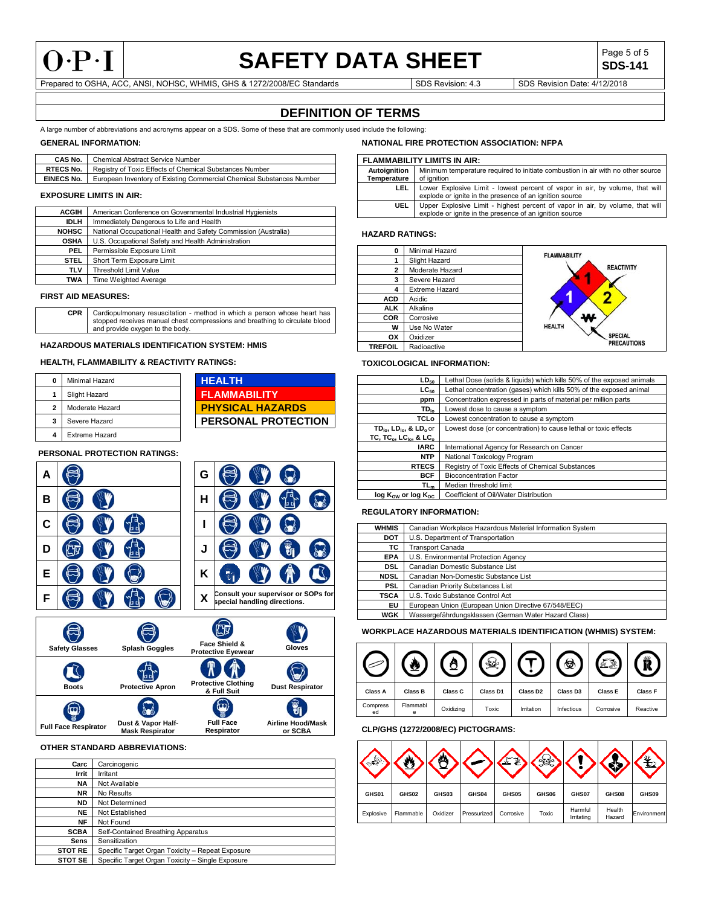# SAFETY DATA SHEET

Prepared to OSHA, ACC, ANSI, NOHSC, WHMIS, GHS & 1272/2008/EC Standards | SDS Revision: 4.3 | SDS Revision Date: 4/12/2018

SDS-141

## DEFINITION OF TERMS

A large number of abbreviations and acronyms appear on a SDS. Some of these that are commonly used include the following:

### GENERAL INFORMATION:

| | |
|---|---|
| CAS No. | Chemical Abstract Service Number |
| RTECS No. | Registry of Toxic Effects of Chemical Substances Number |
| EINECS No. | European Inventory of Existing Commercial Chemical Substances Number |

### EXPOSURE LIMITS IN AIR:

| | |
|---|---|
| ACGIH | American Conference on Governmental Industrial Hygienists |
| IDLH | Immediately Dangerous to Life and Health |
| NOHSC | National Occupational Health and Safety Commission (Australia) |
| OSHA | U.S. Occupational Safety and Health Administration |
| PEL | Permissible Exposure Limit |
| STEL | Short Term Exposure Limit |
| TLV | Threshold Limit Value |
| TWA | Time Weighted Average |

### FIRST AID MEASURES:

| | |
|---|---|
| CPR | Cardiopulmonary resuscitation - method in which a person whose heart has stopped receives manual chest compressions and breathing to circulate blood and provide oxygen to the body. |

### HAZARDOUS MATERIALS IDENTIFICATION SYSTEM: HMIS

### HEALTH, FLAMMABILITY & REACTIVITY RATINGS:

| | |
|---|---|
| 0 | Minimal Hazard |
| 1 | Slight Hazard |
| 2 | Moderate Hazard |
| 3 | Severe Hazard |
| 4 | Extreme Hazard |

HEALTH
FLAMMABILITY
PHYSICAL HAZARDS
PERSONAL PROTECTION

### PERSONAL PROTECTION RATINGS:

A B C D E F G H I J K

X Consult your supervisor or SOPs for special handling directions.

Safety Glasses | Splash Goggles | Face Shield & Protective Eyewear | Gloves | Boots | Protective Apron | Protective Clothing & Full Suit | Dust Respirator | Full Face Respirator | Dust & Vapor Half-Mask Respirator | Full Face Respirator | Airline Hood/Mask or SCBA

### OTHER STANDARD ABBREVIATIONS:

| | |
|---|---|
| Carc | Carcinogenic |
| Irrit | Irritant |
| NA | Not Available |
| NR | No Results |
| ND | Not Determined |
| NE | Not Established |
| NF | Not Found |
| SCBA | Self-Contained Breathing Apparatus |
| Sens | Sensitization |
| STOT RE | Specific Target Organ Toxicity – Repeat Exposure |
| STOT SE | Specific Target Organ Toxicity – Single Exposure |

### NATIONAL FIRE PROTECTION ASSOCIATION: NFPA

| FLAMMABILITY LIMITS IN AIR: | |
|---|---|
| Autoignition Temperature | Minimum temperature required to initiate combustion in air with no other source of ignition |
| LEL | Lower Explosive Limit - lowest percent of vapor in air, by volume, that will explode or ignite in the presence of an ignition source |
| UEL | Upper Explosive Limit - highest percent of vapor in air, by volume, that will explode or ignite in the presence of an ignition source |

### HAZARD RATINGS:

| | |
|---|---|
| 0 | Minimal Hazard |
| 1 | Slight Hazard |
| 2 | Moderate Hazard |
| 3 | Severe Hazard |
| 4 | Extreme Hazard |
| ACD | Acidic |
| ALK | Alkaline |
| COR | Corrosive |
| W | Use No Water |
| OX | Oxidizer |
| TREFOIL | Radioactive |

FLAMMABILITY
REACTIVITY
HEALTH
SPECIAL PRECAUTIONS

### TOXICOLOGICAL INFORMATION:

| | |
|---|---|
| $LD_{50}$ | Lethal Dose (solids & liquids) which kills 50% of the exposed animals |
| $LC_{50}$ | Lethal concentration (gases) which kills 50% of the exposed animal |
| ppm | Concentration expressed in parts of material per million parts |
| $TD_{lo}$ | Lowest dose to cause a symptom |
| TCLo | Lowest concentration to cause a symptom |
| $TD_{lo}$, $LD_{lo}$, & $LD_o$ or TC, $TC_o$, $LC_{lo}$, & $LC_o$ | Lowest dose (or concentration) to cause lethal or toxic effects |
| IARC | International Agency for Research on Cancer |
| NTP | National Toxicology Program |
| RTECS | Registry of Toxic Effects of Chemical Substances |
| BCF | Bioconcentration Factor |
| $TL_m$ | Median threshold limit |
| log $K_{OW}$ or log $K_{OC}$ | Coefficient of Oil/Water Distribution |

### REGULATORY INFORMATION:

| | |
|---|---|
| WHMIS | Canadian Workplace Hazardous Material Information System |
| DOT | U.S. Department of Transportation |
| TC | Transport Canada |
| EPA | U.S. Environmental Protection Agency |
| DSL | Canadian Domestic Substance List |
| NDSL | Canadian Non-Domestic Substance List |
| PSL | Canadian Priority Substances List |
| TSCA | U.S. Toxic Substance Control Act |
| EU | European Union (European Union Directive 67/548/EEC) |
| WGK | Wassergefährdungsklassen (German Water Hazard Class) |

### WORKPLACE HAZARDOUS MATERIALS IDENTIFICATION (WHMIS) SYSTEM:

| Class A | Class B | Class C | Class D1 | Class D2 | Class D3 | Class E | Class F |
|---|---|---|---|---|---|---|---|
| Compressed | Flammable | Oxidizing | Toxic | Irritation | Infectious | Corrosive | Reactive |

### CLP/GHS (1272/2008/EC) PICTOGRAMS:

| GHS01 | GHS02 | GHS03 | GHS04 | GHS05 | GHS06 | GHS07 | GHS08 | GHS09 |
|---|---|---|---|---|---|---|---|---|
| Explosive | Flammable | Oxidizer | Pressurized | Corrosive | Toxic | Harmful Irritating | Health Hazard | Environment |